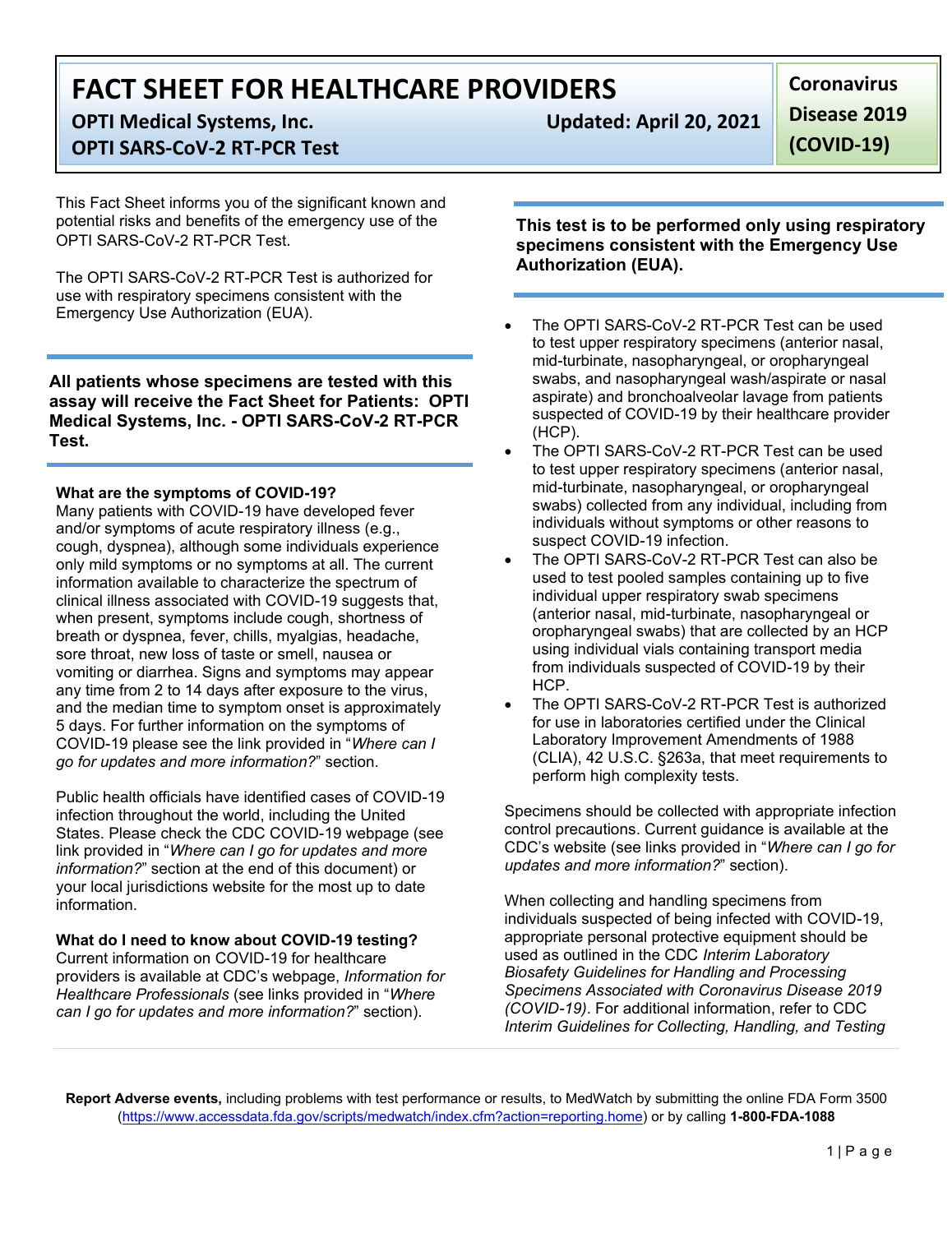# FACT SHEET FOR HEALTHCARE PROVIDERS

**OPTI Medical Systems, Inc.** **Updated: April 20, 2021**

**OPTI SARS-CoV-2 RT-PCR Test**

**Coronavirus Disease 2019 (COVID-19)**

This Fact Sheet informs you of the significant known and potential risks and benefits of the emergency use of the OPTI SARS-CoV-2 RT-PCR Test.

The OPTI SARS-CoV-2 RT-PCR Test is authorized for use with respiratory specimens consistent with the Emergency Use Authorization (EUA).

**All patients whose specimens are tested with this assay will receive the Fact Sheet for Patients: OPTI Medical Systems, Inc. - OPTI SARS-CoV-2 RT-PCR Test.**

**What are the symptoms of COVID-19?**

Many patients with COVID-19 have developed fever and/or symptoms of acute respiratory illness (e.g., cough, dyspnea), although some individuals experience only mild symptoms or no symptoms at all. The current information available to characterize the spectrum of clinical illness associated with COVID-19 suggests that, when present, symptoms include cough, shortness of breath or dyspnea, fever, chills, myalgias, headache, sore throat, new loss of taste or smell, nausea or vomiting or diarrhea. Signs and symptoms may appear any time from 2 to 14 days after exposure to the virus, and the median time to symptom onset is approximately 5 days. For further information on the symptoms of COVID-19 please see the link provided in "*Where can I go for updates and more information?*" section.

Public health officials have identified cases of COVID-19 infection throughout the world, including the United States. Please check the CDC COVID-19 webpage (see link provided in "*Where can I go for updates and more information?*" section at the end of this document) or your local jurisdictions website for the most up to date information.

**What do I need to know about COVID-19 testing?**

Current information on COVID-19 for healthcare providers is available at CDC's webpage, *Information for Healthcare Professionals* (see links provided in "*Where can I go for updates and more information?*" section).

**This test is to be performed only using respiratory specimens consistent with the Emergency Use Authorization (EUA).**

- The OPTI SARS-CoV-2 RT-PCR Test can be used to test upper respiratory specimens (anterior nasal, mid-turbinate, nasopharyngeal, or oropharyngeal swabs, and nasopharyngeal wash/aspirate or nasal aspirate) and bronchoalveolar lavage from patients suspected of COVID-19 by their healthcare provider (HCP).
- The OPTI SARS-CoV-2 RT-PCR Test can be used to test upper respiratory specimens (anterior nasal, mid-turbinate, nasopharyngeal, or oropharyngeal swabs) collected from any individual, including from individuals without symptoms or other reasons to suspect COVID-19 infection.
- The OPTI SARS-CoV-2 RT-PCR Test can also be used to test pooled samples containing up to five individual upper respiratory swab specimens (anterior nasal, mid-turbinate, nasopharyngeal or oropharyngeal swabs) that are collected by an HCP using individual vials containing transport media from individuals suspected of COVID-19 by their HCP.
- The OPTI SARS-CoV-2 RT-PCR Test is authorized for use in laboratories certified under the Clinical Laboratory Improvement Amendments of 1988 (CLIA), 42 U.S.C. §263a, that meet requirements to perform high complexity tests.

Specimens should be collected with appropriate infection control precautions. Current guidance is available at the CDC's website (see links provided in "*Where can I go for updates and more information?*" section).

When collecting and handling specimens from individuals suspected of being infected with COVID-19, appropriate personal protective equipment should be used as outlined in the CDC *Interim Laboratory Biosafety Guidelines for Handling and Processing Specimens Associated with Coronavirus Disease 2019 (COVID-19)*. For additional information, refer to CDC *Interim Guidelines for Collecting, Handling, and Testing*

**Report Adverse events,** including problems with test performance or results, to MedWatch by submitting the online FDA Form 3500 (https://www.accessdata.fda.gov/scripts/medwatch/index.cfm?action=reporting.home) or by calling **1-800-FDA-1088**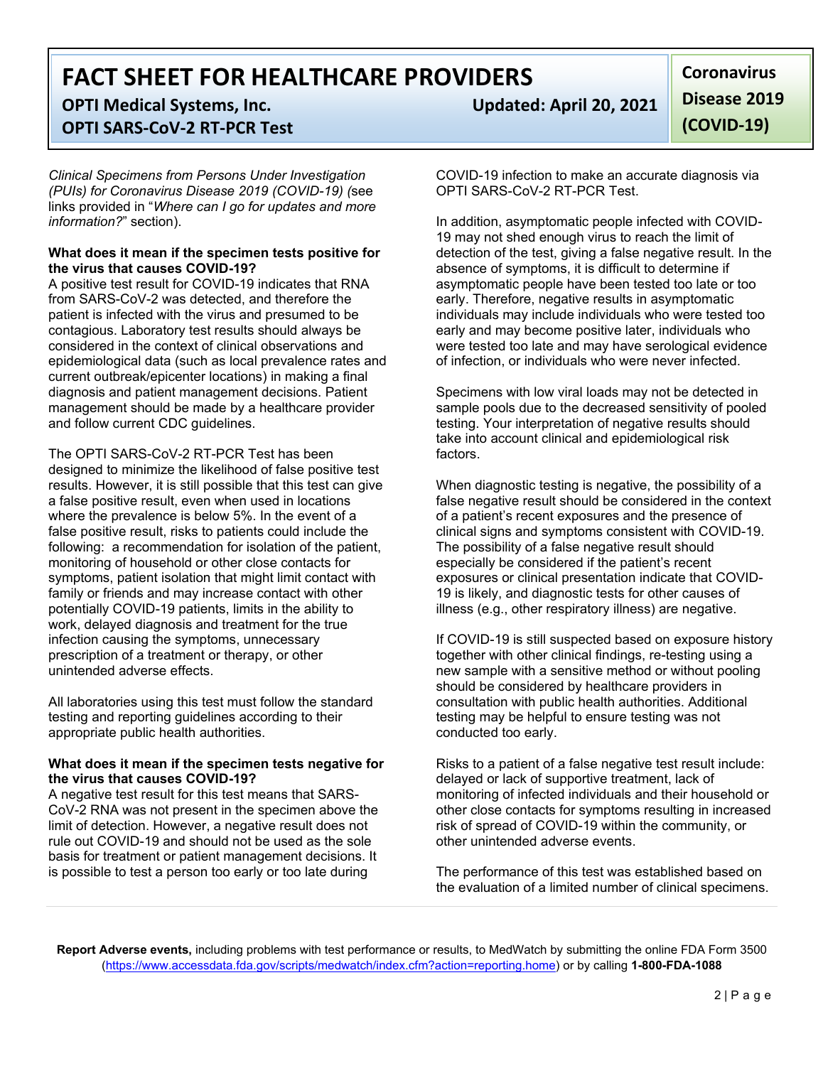*Clinical Specimens from Persons Under Investigation (PUIs) for Coronavirus Disease 2019 (COVID-19) (*see links provided in "*Where can I go for updates and more information?*" section).

**What does it mean if the specimen tests positive for the virus that causes COVID-19?**

A positive test result for COVID-19 indicates that RNA from SARS-CoV-2 was detected, and therefore the patient is infected with the virus and presumed to be contagious. Laboratory test results should always be considered in the context of clinical observations and epidemiological data (such as local prevalence rates and current outbreak/epicenter locations) in making a final diagnosis and patient management decisions. Patient management should be made by a healthcare provider and follow current CDC guidelines.

The OPTI SARS-CoV-2 RT-PCR Test has been designed to minimize the likelihood of false positive test results. However, it is still possible that this test can give a false positive result, even when used in locations where the prevalence is below 5%. In the event of a false positive result, risks to patients could include the following: a recommendation for isolation of the patient, monitoring of household or other close contacts for symptoms, patient isolation that might limit contact with family or friends and may increase contact with other potentially COVID-19 patients, limits in the ability to work, delayed diagnosis and treatment for the true infection causing the symptoms, unnecessary prescription of a treatment or therapy, or other unintended adverse effects.

All laboratories using this test must follow the standard testing and reporting guidelines according to their appropriate public health authorities.

**What does it mean if the specimen tests negative for the virus that causes COVID-19?**

A negative test result for this test means that SARS-CoV-2 RNA was not present in the specimen above the limit of detection. However, a negative result does not rule out COVID-19 and should not be used as the sole basis for treatment or patient management decisions. It is possible to test a person too early or too late during COVID-19 infection to make an accurate diagnosis via OPTI SARS-CoV-2 RT-PCR Test.

In addition, asymptomatic people infected with COVID-19 may not shed enough virus to reach the limit of detection of the test, giving a false negative result. In the absence of symptoms, it is difficult to determine if asymptomatic people have been tested too late or too early. Therefore, negative results in asymptomatic individuals may include individuals who were tested too early and may become positive later, individuals who were tested too late and may have serological evidence of infection, or individuals who were never infected.

Specimens with low viral loads may not be detected in sample pools due to the decreased sensitivity of pooled testing. Your interpretation of negative results should take into account clinical and epidemiological risk factors.

When diagnostic testing is negative, the possibility of a false negative result should be considered in the context of a patient's recent exposures and the presence of clinical signs and symptoms consistent with COVID-19. The possibility of a false negative result should especially be considered if the patient's recent exposures or clinical presentation indicate that COVID-19 is likely, and diagnostic tests for other causes of illness (e.g., other respiratory illness) are negative.

If COVID-19 is still suspected based on exposure history together with other clinical findings, re-testing using a new sample with a sensitive method or without pooling should be considered by healthcare providers in consultation with public health authorities. Additional testing may be helpful to ensure testing was not conducted too early.

Risks to a patient of a false negative test result include: delayed or lack of supportive treatment, lack of monitoring of infected individuals and their household or other close contacts for symptoms resulting in increased risk of spread of COVID-19 within the community, or other unintended adverse events.

The performance of this test was established based on the evaluation of a limited number of clinical specimens.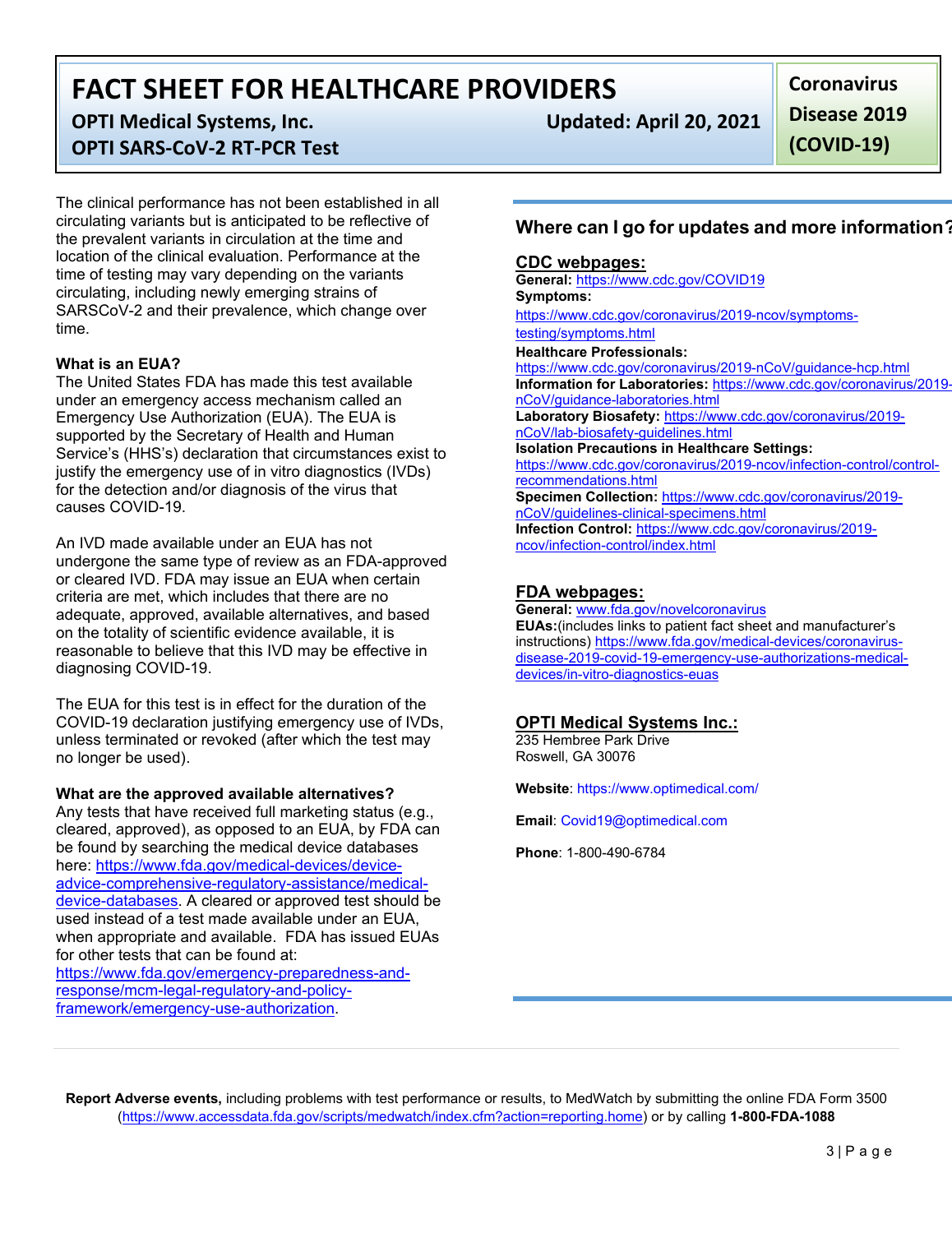The clinical performance has not been established in all circulating variants but is anticipated to be reflective of the prevalent variants in circulation at the time and location of the clinical evaluation. Performance at the time of testing may vary depending on the variants circulating, including newly emerging strains of SARSCoV-2 and their prevalence, which change over time.

**What is an EUA?**

The United States FDA has made this test available under an emergency access mechanism called an Emergency Use Authorization (EUA). The EUA is supported by the Secretary of Health and Human Service's (HHS's) declaration that circumstances exist to justify the emergency use of in vitro diagnostics (IVDs) for the detection and/or diagnosis of the virus that causes COVID-19.

An IVD made available under an EUA has not undergone the same type of review as an FDA-approved or cleared IVD. FDA may issue an EUA when certain criteria are met, which includes that there are no adequate, approved, available alternatives, and based on the totality of scientific evidence available, it is reasonable to believe that this IVD may be effective in diagnosing COVID-19.

The EUA for this test is in effect for the duration of the COVID-19 declaration justifying emergency use of IVDs, unless terminated or revoked (after which the test may no longer be used).

**What are the approved available alternatives?**

Any tests that have received full marketing status (e.g., cleared, approved), as opposed to an EUA, by FDA can be found by searching the medical device databases here: https://www.fda.gov/medical-devices/device-advice-comprehensive-regulatory-assistance/medical-device-databases. A cleared or approved test should be used instead of a test made available under an EUA, when appropriate and available. FDA has issued EUAs for other tests that can be found at: https://www.fda.gov/emergency-preparedness-and-response/mcm-legal-regulatory-and-policy-framework/emergency-use-authorization.

## Where can I go for updates and more information?

### CDC webpages:

**General:** https://www.cdc.gov/COVID19

**Symptoms:** https://www.cdc.gov/coronavirus/2019-ncov/symptoms-testing/symptoms.html

**Healthcare Professionals:** https://www.cdc.gov/coronavirus/2019-nCoV/guidance-hcp.html

**Information for Laboratories:** https://www.cdc.gov/coronavirus/2019-nCoV/guidance-laboratories.html

**Laboratory Biosafety:** https://www.cdc.gov/coronavirus/2019-nCoV/lab-biosafety-guidelines.html

**Isolation Precautions in Healthcare Settings:** https://www.cdc.gov/coronavirus/2019-ncov/infection-control/control-recommendations.html

**Specimen Collection:** https://www.cdc.gov/coronavirus/2019-nCoV/guidelines-clinical-specimens.html

**Infection Control:** https://www.cdc.gov/coronavirus/2019-ncov/infection-control/index.html

### FDA webpages:

**General:** www.fda.gov/novelcoronavirus

**EUAs:**(includes links to patient fact sheet and manufacturer's instructions) https://www.fda.gov/medical-devices/coronavirus-disease-2019-covid-19-emergency-use-authorizations-medical-devices/in-vitro-diagnostics-euas

### OPTI Medical Systems Inc.:

235 Hembree Park Drive
Roswell, GA 30076

**Website**: https://www.optimedical.com/

**Email**: Covid19@optimedical.com

**Phone**: 1-800-490-6784

**Report Adverse events,** including problems with test performance or results, to MedWatch by submitting the online FDA Form 3500 (https://www.accessdata.fda.gov/scripts/medwatch/index.cfm?action=reporting.home) or by calling **1-800-FDA-1088**